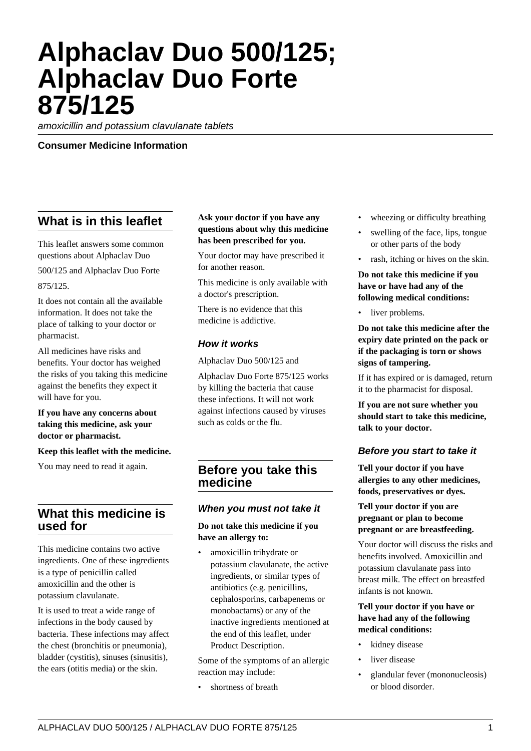# Alphaclav Duo 500/125; Alphaclav Duo Forte 875/125

*amoxicillin and potassium clavulanate tablets*

**Consumer Medicine Information**

## What is in this leaflet

This leaflet answers some common questions about Alphaclav Duo 500/125 and Alphaclav Duo Forte 875/125.

It does not contain all the available information. It does not take the place of talking to your doctor or pharmacist.

All medicines have risks and benefits. Your doctor has weighed the risks of you taking this medicine against the benefits they expect it will have for you.

**If you have any concerns about taking this medicine, ask your doctor or pharmacist.**

**Keep this leaflet with the medicine.**

You may need to read it again.

## What this medicine is used for

This medicine contains two active ingredients. One of these ingredients is a type of penicillin called amoxicillin and the other is potassium clavulanate.

It is used to treat a wide range of infections in the body caused by bacteria. These infections may affect the chest (bronchitis or pneumonia), bladder (cystitis), sinuses (sinusitis), the ears (otitis media) or the skin.

**Ask your doctor if you have any questions about why this medicine has been prescribed for you.**

Your doctor may have prescribed it for another reason.

This medicine is only available with a doctor's prescription.

There is no evidence that this medicine is addictive.

### *How it works*

Alphaclav Duo 500/125 and Alphaclav Duo Forte 875/125 works by killing the bacteria that cause these infections. It will not work against infections caused by viruses such as colds or the flu.

## Before you take this medicine

### *When you must not take it*

**Do not take this medicine if you have an allergy to:**

- amoxicillin trihydrate or potassium clavulanate, the active ingredients, or similar types of antibiotics (e.g. penicillins, cephalosporins, carbapenems or monobactams) or any of the inactive ingredients mentioned at the end of this leaflet, under Product Description.

Some of the symptoms of an allergic reaction may include:

- shortness of breath
- wheezing or difficulty breathing
- swelling of the face, lips, tongue or other parts of the body
- rash, itching or hives on the skin.

**Do not take this medicine if you have or have had any of the following medical conditions:**

- liver problems.

**Do not take this medicine after the expiry date printed on the pack or if the packaging is torn or shows signs of tampering.**

If it has expired or is damaged, return it to the pharmacist for disposal.

**If you are not sure whether you should start to take this medicine, talk to your doctor.**

### *Before you start to take it*

**Tell your doctor if you have allergies to any other medicines, foods, preservatives or dyes.**

**Tell your doctor if you are pregnant or plan to become pregnant or are breastfeeding.**

Your doctor will discuss the risks and benefits involved. Amoxicillin and potassium clavulanate pass into breast milk. The effect on breastfed infants is not known.

**Tell your doctor if you have or have had any of the following medical conditions:**

- kidney disease
- liver disease
- glandular fever (mononucleosis) or blood disorder.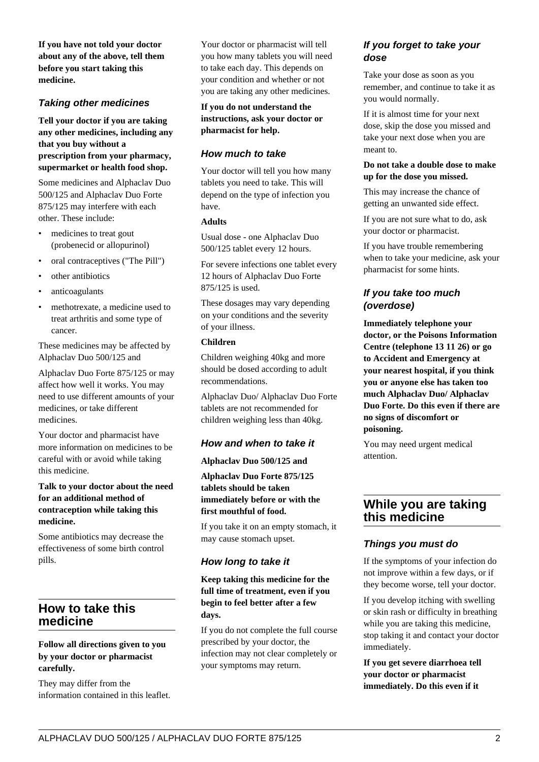**If you have not told your doctor about any of the above, tell them before you start taking this medicine.**

### *Taking other medicines*

**Tell your doctor if you are taking any other medicines, including any that you buy without a prescription from your pharmacy, supermarket or health food shop.**

Some medicines and Alphaclav Duo 500/125 and Alphaclav Duo Forte 875/125 may interfere with each other. These include:

- medicines to treat gout (probenecid or allopurinol)
- oral contraceptives ("The Pill")
- other antibiotics
- anticoagulants
- methotrexate, a medicine used to treat arthritis and some type of cancer.

These medicines may be affected by Alphaclav Duo 500/125 and

Alphaclav Duo Forte 875/125 or may affect how well it works. You may need to use different amounts of your medicines, or take different medicines.

Your doctor and pharmacist have more information on medicines to be careful with or avoid while taking this medicine.

**Talk to your doctor about the need for an additional method of contraception while taking this medicine.**

Some antibiotics may decrease the effectiveness of some birth control pills.

## How to take this medicine

**Follow all directions given to you by your doctor or pharmacist carefully.**

They may differ from the information contained in this leaflet.

Your doctor or pharmacist will tell you how many tablets you will need to take each day. This depends on your condition and whether or not you are taking any other medicines.

**If you do not understand the instructions, ask your doctor or pharmacist for help.**

### *How much to take*

Your doctor will tell you how many tablets you need to take. This will depend on the type of infection you have.

**Adults**

Usual dose - one Alphaclav Duo 500/125 tablet every 12 hours.

For severe infections one tablet every 12 hours of Alphaclav Duo Forte 875/125 is used.

These dosages may vary depending on your conditions and the severity of your illness.

**Children**

Children weighing 40kg and more should be dosed according to adult recommendations.

Alphaclav Duo/ Alphaclav Duo Forte tablets are not recommended for children weighing less than 40kg.

### *How and when to take it*

**Alphaclav Duo 500/125 and**

**Alphaclav Duo Forte 875/125 tablets should be taken immediately before or with the first mouthful of food.**

If you take it on an empty stomach, it may cause stomach upset.

### *How long to take it*

**Keep taking this medicine for the full time of treatment, even if you begin to feel better after a few days.**

If you do not complete the full course prescribed by your doctor, the infection may not clear completely or your symptoms may return.

### *If you forget to take your dose*

Take your dose as soon as you remember, and continue to take it as you would normally.

If it is almost time for your next dose, skip the dose you missed and take your next dose when you are meant to.

**Do not take a double dose to make up for the dose you missed.**

This may increase the chance of getting an unwanted side effect.

If you are not sure what to do, ask your doctor or pharmacist.

If you have trouble remembering when to take your medicine, ask your pharmacist for some hints.

### *If you take too much (overdose)*

**Immediately telephone your doctor, or the Poisons Information Centre (telephone 13 11 26) or go to Accident and Emergency at your nearest hospital, if you think you or anyone else has taken too much Alphaclav Duo/ Alphaclav Duo Forte. Do this even if there are no signs of discomfort or poisoning.**

You may need urgent medical attention.

## While you are taking this medicine

### *Things you must do*

If the symptoms of your infection do not improve within a few days, or if they become worse, tell your doctor.

If you develop itching with swelling or skin rash or difficulty in breathing while you are taking this medicine, stop taking it and contact your doctor immediately.

**If you get severe diarrhoea tell your doctor or pharmacist immediately. Do this even if it**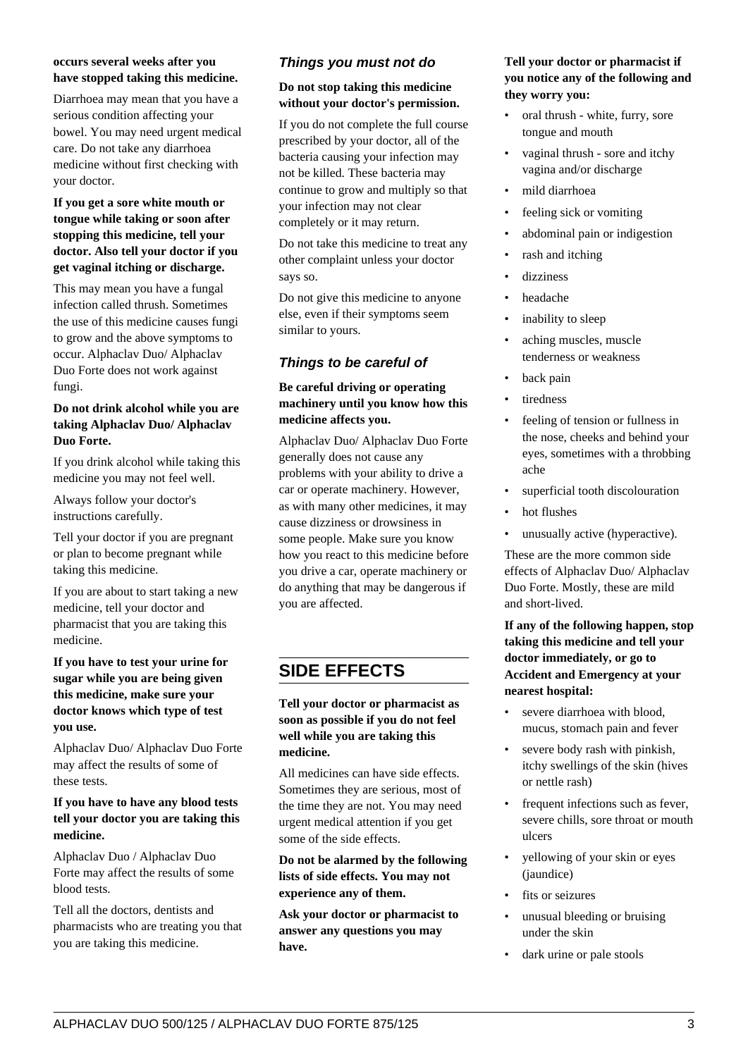**occurs several weeks after you have stopped taking this medicine.**

Diarrhoea may mean that you have a serious condition affecting your bowel. You may need urgent medical care. Do not take any diarrhoea medicine without first checking with your doctor.

**If you get a sore white mouth or tongue while taking or soon after stopping this medicine, tell your doctor. Also tell your doctor if you get vaginal itching or discharge.**

This may mean you have a fungal infection called thrush. Sometimes the use of this medicine causes fungi to grow and the above symptoms to occur. Alphaclav Duo/ Alphaclav Duo Forte does not work against fungi.

**Do not drink alcohol while you are taking Alphaclav Duo/ Alphaclav Duo Forte.**

If you drink alcohol while taking this medicine you may not feel well.

Always follow your doctor's instructions carefully.

Tell your doctor if you are pregnant or plan to become pregnant while taking this medicine.

If you are about to start taking a new medicine, tell your doctor and pharmacist that you are taking this medicine.

**If you have to test your urine for sugar while you are being given this medicine, make sure your doctor knows which type of test you use.**

Alphaclav Duo/ Alphaclav Duo Forte may affect the results of some of these tests.

**If you have to have any blood tests tell your doctor you are taking this medicine.**

Alphaclav Duo / Alphaclav Duo Forte may affect the results of some blood tests.

Tell all the doctors, dentists and pharmacists who are treating you that you are taking this medicine.

### *Things you must not do*

**Do not stop taking this medicine without your doctor's permission.**

If you do not complete the full course prescribed by your doctor, all of the bacteria causing your infection may not be killed. These bacteria may continue to grow and multiply so that your infection may not clear completely or it may return.

Do not take this medicine to treat any other complaint unless your doctor says so.

Do not give this medicine to anyone else, even if their symptoms seem similar to yours.

### *Things to be careful of*

**Be careful driving or operating machinery until you know how this medicine affects you.**

Alphaclav Duo/ Alphaclav Duo Forte generally does not cause any problems with your ability to drive a car or operate machinery. However, as with many other medicines, it may cause dizziness or drowsiness in some people. Make sure you know how you react to this medicine before you drive a car, operate machinery or do anything that may be dangerous if you are affected.

## SIDE EFFECTS

**Tell your doctor or pharmacist as soon as possible if you do not feel well while you are taking this medicine.**

All medicines can have side effects. Sometimes they are serious, most of the time they are not. You may need urgent medical attention if you get some of the side effects.

**Do not be alarmed by the following lists of side effects. You may not experience any of them.**

**Ask your doctor or pharmacist to answer any questions you may have.**

**Tell your doctor or pharmacist if you notice any of the following and they worry you:**

- oral thrush - white, furry, sore tongue and mouth
- vaginal thrush - sore and itchy vagina and/or discharge
- mild diarrhoea
- feeling sick or vomiting
- abdominal pain or indigestion
- rash and itching
- dizziness
- headache
- inability to sleep
- aching muscles, muscle tenderness or weakness
- back pain
- tiredness
- feeling of tension or fullness in the nose, cheeks and behind your eyes, sometimes with a throbbing ache
- superficial tooth discolouration
- hot flushes
- unusually active (hyperactive).

These are the more common side effects of Alphaclav Duo/ Alphaclav Duo Forte. Mostly, these are mild and short-lived.

**If any of the following happen, stop taking this medicine and tell your doctor immediately, or go to Accident and Emergency at your nearest hospital:**

- severe diarrhoea with blood, mucus, stomach pain and fever
- severe body rash with pinkish, itchy swellings of the skin (hives or nettle rash)
- frequent infections such as fever, severe chills, sore throat or mouth ulcers
- yellowing of your skin or eyes (jaundice)
- fits or seizures
- unusual bleeding or bruising under the skin
- dark urine or pale stools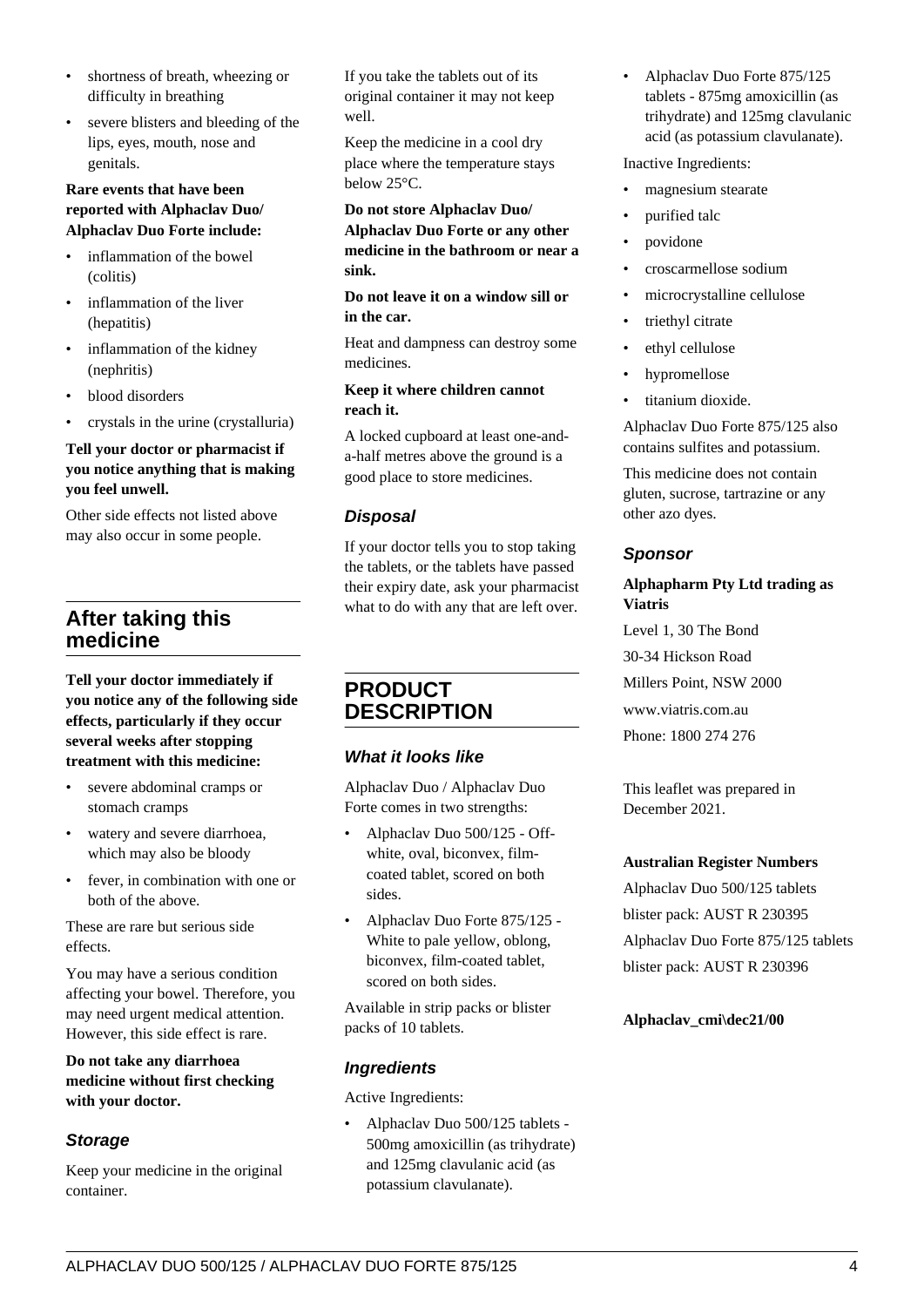- shortness of breath, wheezing or difficulty in breathing
- severe blisters and bleeding of the lips, eyes, mouth, nose and genitals.

**Rare events that have been reported with Alphaclav Duo/ Alphaclav Duo Forte include:**

- inflammation of the bowel (colitis)
- inflammation of the liver (hepatitis)
- inflammation of the kidney (nephritis)
- blood disorders
- crystals in the urine (crystalluria)

**Tell your doctor or pharmacist if you notice anything that is making you feel unwell.**

Other side effects not listed above may also occur in some people.

## After taking this medicine

**Tell your doctor immediately if you notice any of the following side effects, particularly if they occur several weeks after stopping treatment with this medicine:**

- severe abdominal cramps or stomach cramps
- watery and severe diarrhoea, which may also be bloody
- fever, in combination with one or both of the above.

These are rare but serious side effects.

You may have a serious condition affecting your bowel. Therefore, you may need urgent medical attention. However, this side effect is rare.

**Do not take any diarrhoea medicine without first checking with your doctor.**

### *Storage*

Keep your medicine in the original container.

If you take the tablets out of its original container it may not keep well.

Keep the medicine in a cool dry place where the temperature stays below 25°C.

**Do not store Alphaclav Duo/ Alphaclav Duo Forte or any other medicine in the bathroom or near a sink.**

**Do not leave it on a window sill or in the car.**

Heat and dampness can destroy some medicines.

**Keep it where children cannot reach it.**

A locked cupboard at least one-and-a-half metres above the ground is a good place to store medicines.

### *Disposal*

If your doctor tells you to stop taking the tablets, or the tablets have passed their expiry date, ask your pharmacist what to do with any that are left over.

## PRODUCT DESCRIPTION

### *What it looks like*

Alphaclav Duo / Alphaclav Duo Forte comes in two strengths:

- Alphaclav Duo 500/125 - Off-white, oval, biconvex, film-coated tablet, scored on both sides.
- Alphaclav Duo Forte 875/125 - White to pale yellow, oblong, biconvex, film-coated tablet, scored on both sides.

Available in strip packs or blister packs of 10 tablets.

### *Ingredients*

Active Ingredients:

- Alphaclav Duo 500/125 tablets - 500mg amoxicillin (as trihydrate) and 125mg clavulanic acid (as potassium clavulanate).
- Alphaclav Duo Forte 875/125 tablets - 875mg amoxicillin (as trihydrate) and 125mg clavulanic acid (as potassium clavulanate).

Inactive Ingredients:

- magnesium stearate
- purified talc
- povidone
- croscarmellose sodium
- microcrystalline cellulose
- triethyl citrate
- ethyl cellulose
- hypromellose
- titanium dioxide.

Alphaclav Duo Forte 875/125 also contains sulfites and potassium.

This medicine does not contain gluten, sucrose, tartrazine or any other azo dyes.

### *Sponsor*

**Alphapharm Pty Ltd trading as Viatris**

Level 1, 30 The Bond

30-34 Hickson Road

Millers Point, NSW 2000

www.viatris.com.au

Phone: 1800 274 276

This leaflet was prepared in December 2021.

**Australian Register Numbers**

Alphaclav Duo 500/125 tablets

blister pack: AUST R 230395

Alphaclav Duo Forte 875/125 tablets

blister pack: AUST R 230396

**Alphaclav_cmi\dec21/00**